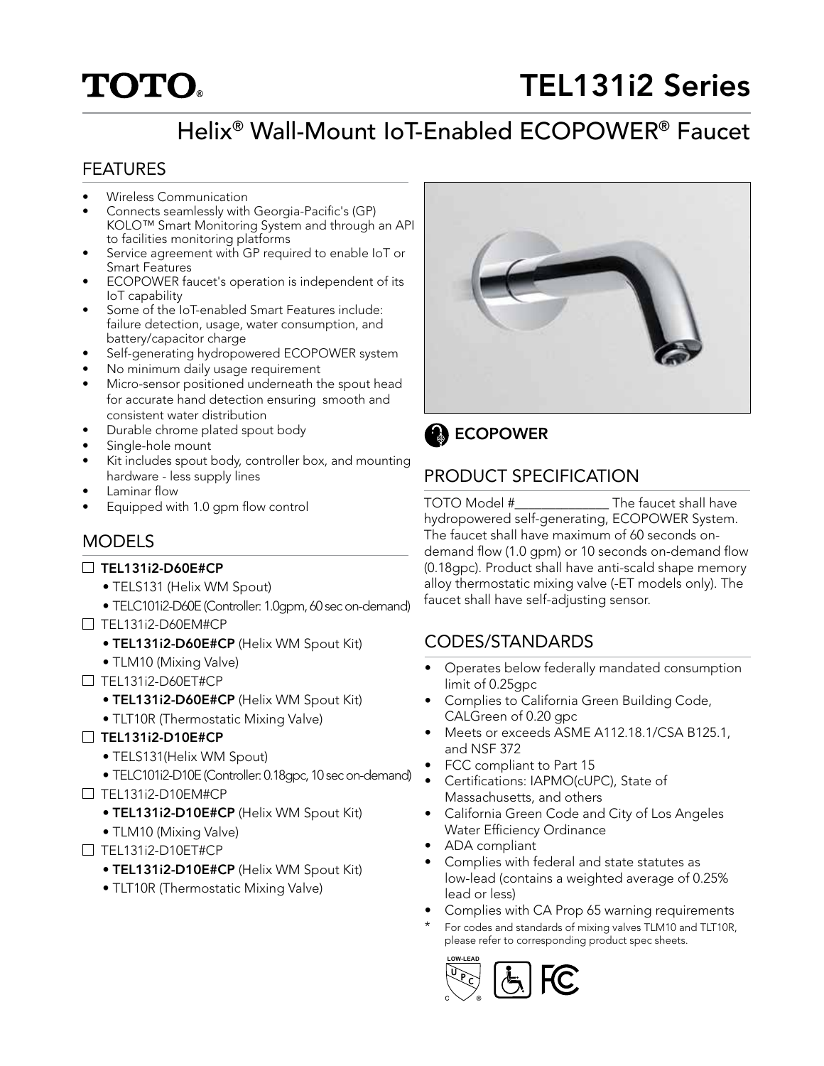# TOTO®

# TEL131i2 Series

## Helix® Wall-Mount IoT-Enabled ECOPOWER® Faucet

## FEATURES

- Wireless Communication
- Connects seamlessly with Georgia-Pacific's (GP) KOLO™ Smart Monitoring System and through an API to facilities monitoring platforms
- Service agreement with GP required to enable IoT or Smart Features
- ECOPOWER faucet's operation is independent of its IoT capability
- Some of the IoT-enabled Smart Features include: failure detection, usage, water consumption, and battery/capacitor charge
- Self-generating hydropowered ECOPOWER system
- No minimum daily usage requirement
- Micro-sensor positioned underneath the spout head for accurate hand detection ensuring smooth and consistent water distribution
- Durable chrome plated spout body
- Single-hole mount
- Kit includes spout body, controller box, and mounting hardware - less supply lines
- Laminar flow
- Equipped with 1.0 gpm flow control

## MODELS

- ☐ **TEL131i2-D60E#CP**
  - TELS131 (Helix WM Spout)
  - TELC101i2-D60E (Controller: 1.0gpm, 60 sec on-demand)
- ☐ TEL131i2-D60EM#CP
  - **TEL131i2-D60E#CP** (Helix WM Spout Kit)
  - TLM10 (Mixing Valve)
- ☐ TEL131i2-D60ET#CP
  - **TEL131i2-D60E#CP** (Helix WM Spout Kit)
  - TLT10R (Thermostatic Mixing Valve)
- ☐ **TEL131i2-D10E#CP**
  - TELS131(Helix WM Spout)
  - TELC101i2-D10E (Controller: 0.18gpc, 10 sec on-demand)
- ☐ TEL131i2-D10EM#CP
  - **TEL131i2-D10E#CP** (Helix WM Spout Kit)
  - TLM10 (Mixing Valve)
- ☐ TEL131i2-D10ET#CP
  - **TEL131i2-D10E#CP** (Helix WM Spout Kit)
  - TLT10R (Thermostatic Mixing Valve)

**ECOPOWER**

## PRODUCT SPECIFICATION

TOTO Model #______________ The faucet shall have hydropowered self-generating, ECOPOWER System. The faucet shall have maximum of 60 seconds on-demand flow (1.0 gpm) or 10 seconds on-demand flow (0.18gpc). Product shall have anti-scald shape memory alloy thermostatic mixing valve (-ET models only). The faucet shall have self-adjusting sensor.

## CODES/STANDARDS

- Operates below federally mandated consumption limit of 0.25gpc
- Complies to California Green Building Code, CALGreen of 0.20 gpc
- Meets or exceeds ASME A112.18.1/CSA B125.1, and NSF 372
- FCC compliant to Part 15
- Certifications: IAPMO(cUPC), State of Massachusetts, and others
- California Green Code and City of Los Angeles Water Efficiency Ordinance
- ADA compliant
- Complies with federal and state statutes as low-lead (contains a weighted average of 0.25% lead or less)
- Complies with CA Prop 65 warning requirements

\* For codes and standards of mixing valves TLM10 and TLT10R, please refer to corresponding product spec sheets.

LOW-LEAD UPC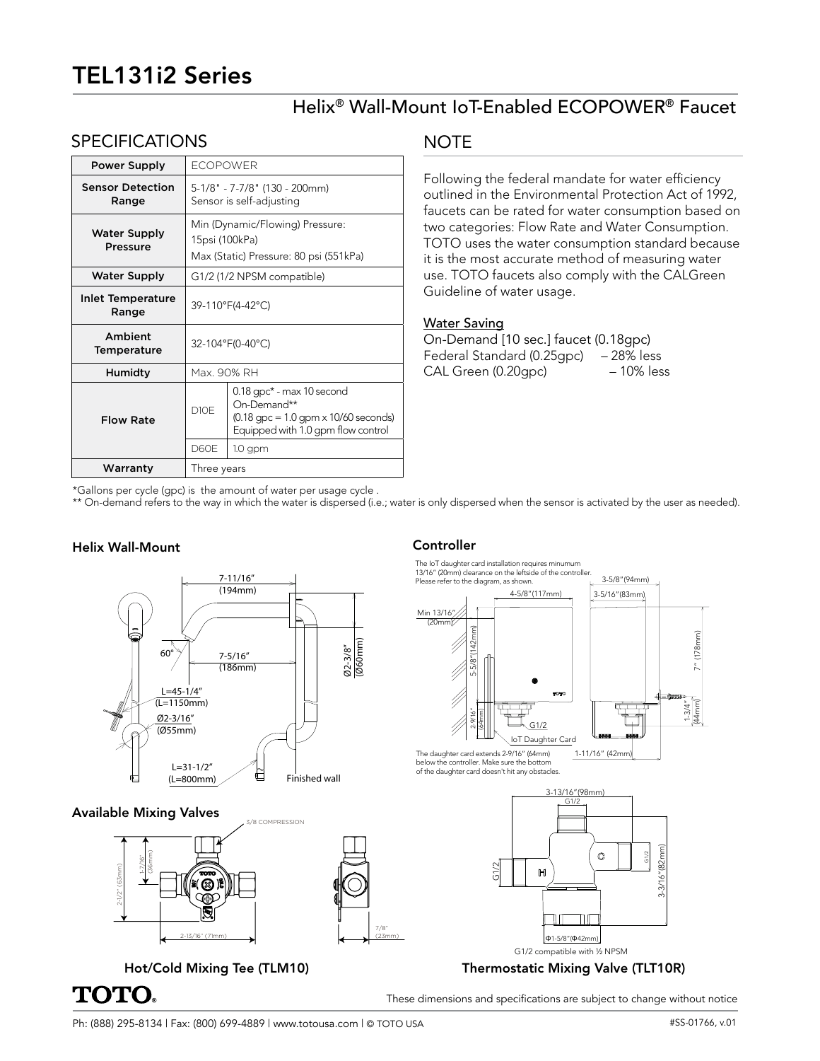# TEL131i2 Series

## Helix® Wall-Mount IoT-Enabled ECOPOWER® Faucet

## SPECIFICATIONS

| | | |
|---|---|---|
| **Power Supply** | ECOPOWER | |
| **Sensor Detection Range** | 5-1/8" - 7-7/8" (130 - 200mm) Sensor is self-adjusting | |
| **Water Supply Pressure** | Min (Dynamic/Flowing) Pressure: 15psi (100kPa) Max (Static) Pressure: 80 psi (551kPa) | |
| **Water Supply** | G1/2 (1/2 NPSM compatible) | |
| **Inlet Temperature Range** | 39-110°F(4-42°C) | |
| **Ambient Temperature** | 32-104°F(0-40°C) | |
| **Humidty** | Max. 90% RH | |
| **Flow Rate** | D10E | 0.18 gpc* - max 10 second On-Demand** (0.18 gpc = 1.0 gpm x 10/60 seconds) Equipped with 1.0 gpm flow control |
| | D60E | 1.0 gpm |
| **Warranty** | Three years | |

*Gallons per cycle (gpc) is the amount of water per usage cycle .

** On-demand refers to the way in which the water is dispersed (i.e.; water is only dispersed when the sensor is activated by the user as needed).

## NOTE

Following the federal mandate for water efficiency outlined in the Environmental Protection Act of 1992, faucets can be rated for water consumption based on two categories: Flow Rate and Water Consumption. TOTO uses the water consumption standard because it is the most accurate method of measuring water use. TOTO faucets also comply with the CALGreen Guideline of water usage.

Water Saving

On-Demand [10 sec.] faucet (0.18gpc)
Federal Standard (0.25gpc) – 28% less
CAL Green (0.20gpc) – 10% less

### Helix Wall-Mount

7-11/16" (194mm)
60°
7-5/16" (186mm)
Ø2-3/8" (Ø60mm)
L=45-1/4" (L=1150mm)
Ø2-3/16" (Ø55mm)
L=31-1/2" (L=800mm)
Finished wall

### Controller

The IoT daughter card installation requires minumum 13/16" (20mm) clearance on the leftside of the controller. Please refer to the diagram, as shown.

Min 13/16" (20mm)
4-5/8"(117mm)
3-5/8"(94mm)
3-5/16"(83mm)
5-5/8"(142mm)
7" (178mm)
2-9/16" (64mm)
1-3/4" (44mm)
G1/2
IoT Daughter Card
1-11/16" (42mm)

The daughter card extends 2-9/16" (64mm) below the controller. Make sure the bottom of the daughter card doesn't hit any obstacles.

### Available Mixing Valves

3/8 COMPRESSION
1-7/16" (36mm)
2-1/2" (63mm)
2-13/16" (71mm)
7/8" (23mm)

Hot/Cold Mixing Tee (TLM10)

3-13/16"(98mm)
G1/2
G1/2
G1/2
3-3/16"(82mm)
Φ1-5/8"(Φ42mm)
G1/2 compatible with ½ NPSM

Thermostatic Mixing Valve (TLT10R)

TOTO

These dimensions and specifications are subject to change without notice

Ph: (888) 295-8134 | Fax: (800) 699-4889 | www.totousa.com | © TOTO USA

#SS-01766, v.01